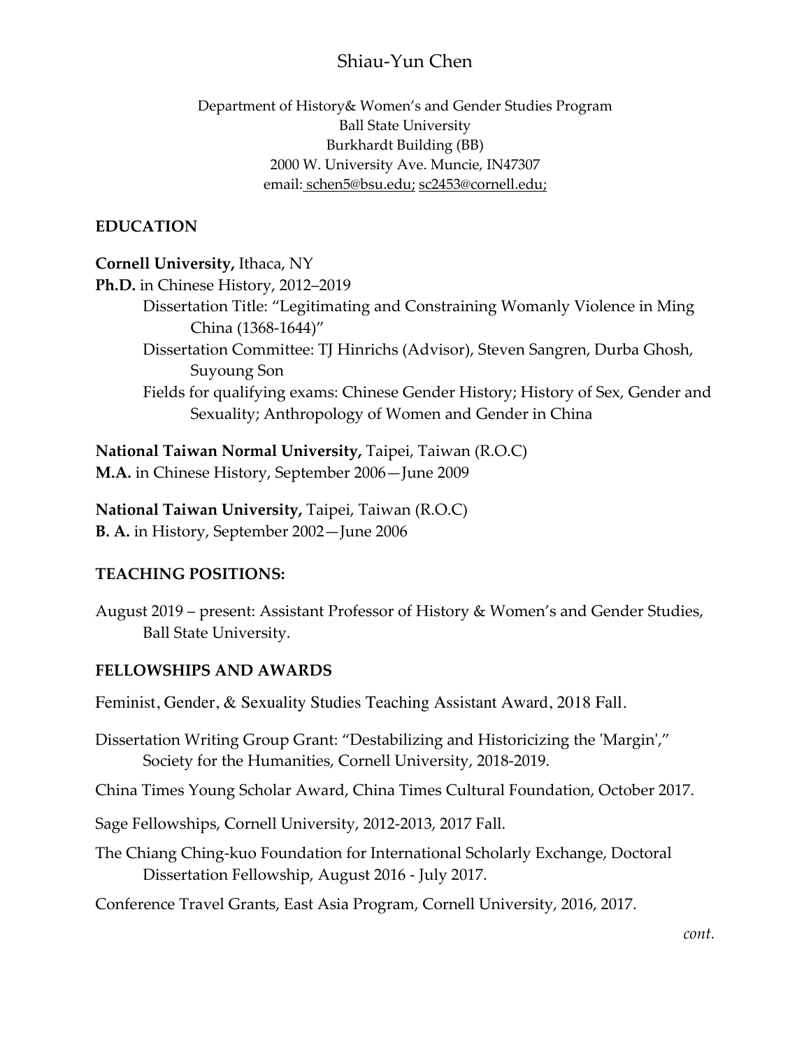# Shiau-Yun Chen

Department of History& Women's and Gender Studies Program
Ball State University
Burkhardt Building (BB)
2000 W. University Ave. Muncie, IN47307
email: schen5@bsu.edu; sc2453@cornell.edu;

## EDUCATION

**Cornell University,** Ithaca, NY
**Ph.D.** in Chinese History, 2012–2019
- Dissertation Title: "Legitimating and Constraining Womanly Violence in Ming China (1368-1644)"
- Dissertation Committee: TJ Hinrichs (Advisor), Steven Sangren, Durba Ghosh, Suyoung Son
- Fields for qualifying exams: Chinese Gender History; History of Sex, Gender and Sexuality; Anthropology of Women and Gender in China

**National Taiwan Normal University,** Taipei, Taiwan (R.O.C)
**M.A.** in Chinese History, September 2006—June 2009

**National Taiwan University,** Taipei, Taiwan (R.O.C)
**B. A.** in History, September 2002—June 2006

## TEACHING POSITIONS:

August 2019 – present: Assistant Professor of History & Women's and Gender Studies, Ball State University.

## FELLOWSHIPS AND AWARDS

Feminist, Gender, & Sexuality Studies Teaching Assistant Award, 2018 Fall.

Dissertation Writing Group Grant: "Destabilizing and Historicizing the 'Margin'," Society for the Humanities, Cornell University, 2018-2019.

China Times Young Scholar Award, China Times Cultural Foundation, October 2017.

Sage Fellowships, Cornell University, 2012-2013, 2017 Fall.

The Chiang Ching-kuo Foundation for International Scholarly Exchange, Doctoral Dissertation Fellowship, August 2016 - July 2017.

Conference Travel Grants, East Asia Program, Cornell University, 2016, 2017.

*cont.*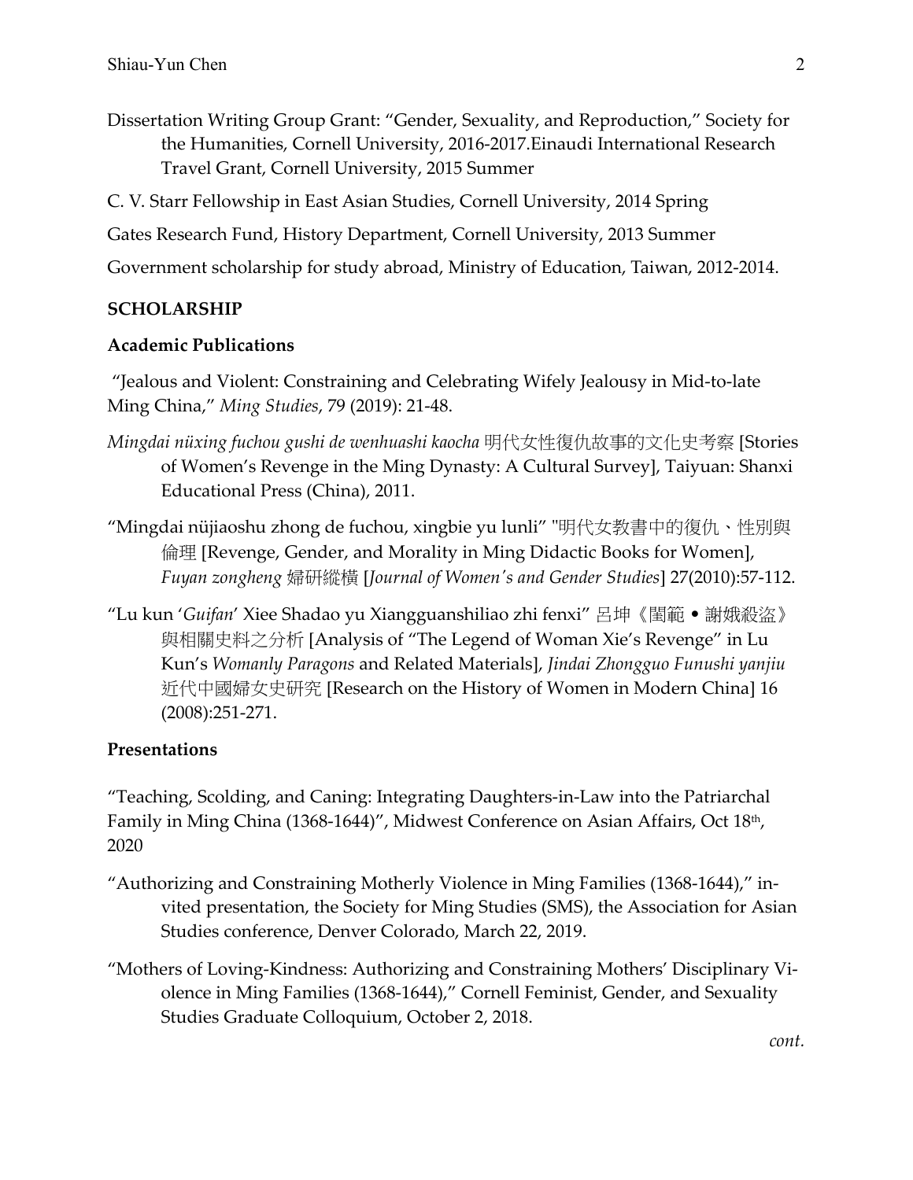Dissertation Writing Group Grant: "Gender, Sexuality, and Reproduction," Society for the Humanities, Cornell University, 2016-2017.Einaudi International Research Travel Grant, Cornell University, 2015 Summer

C. V. Starr Fellowship in East Asian Studies, Cornell University, 2014 Spring

Gates Research Fund, History Department, Cornell University, 2013 Summer

Government scholarship for study abroad, Ministry of Education, Taiwan, 2012-2014.

## SCHOLARSHIP

### Academic Publications

"Jealous and Violent: Constraining and Celebrating Wifely Jealousy in Mid-to-late Ming China," *Ming Studies*, 79 (2019): 21-48.

*Mingdai nüxing fuchou gushi de wenhuashi kaocha* 明代女性復仇故事的文化史考察 [Stories of Women's Revenge in the Ming Dynasty: A Cultural Survey], Taiyuan: Shanxi Educational Press (China), 2011.

"Mingdai nüjiaoshu zhong de fuchou, xingbie yu lunli" "明代女教書中的復仇、性別與倫理 [Revenge, Gender, and Morality in Ming Didactic Books for Women], *Fuyan zongheng* 婦研縱橫 [*Journal of Women's and Gender Studies*] 27(2010):57-112.

"Lu kun '*Guifan*' Xiee Shadao yu Xiangguanshiliao zhi fenxi" 呂坤《閨範 • 謝娥殺盜》與相關史料之分析 [Analysis of "The Legend of Woman Xie's Revenge" in Lu Kun's *Womanly Paragons* and Related Materials], *Jindai Zhongguo Funushi yanjiu* 近代中國婦女史研究 [Research on the History of Women in Modern China] 16 (2008):251-271.

### Presentations

"Teaching, Scolding, and Caning: Integrating Daughters-in-Law into the Patriarchal Family in Ming China (1368-1644)", Midwest Conference on Asian Affairs, Oct 18th, 2020

"Authorizing and Constraining Motherly Violence in Ming Families (1368-1644)," invited presentation, the Society for Ming Studies (SMS), the Association for Asian Studies conference, Denver Colorado, March 22, 2019.

"Mothers of Loving-Kindness: Authorizing and Constraining Mothers' Disciplinary Violence in Ming Families (1368-1644)," Cornell Feminist, Gender, and Sexuality Studies Graduate Colloquium, October 2, 2018.

*cont.*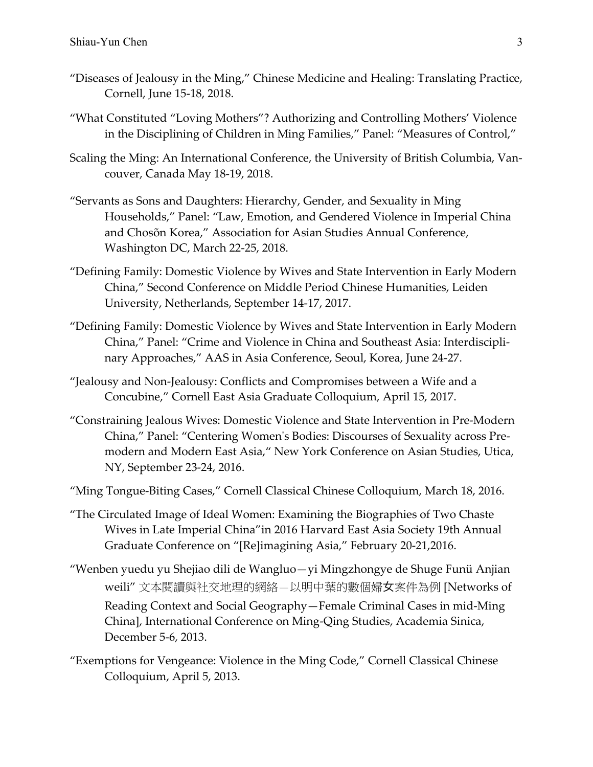"Diseases of Jealousy in the Ming," Chinese Medicine and Healing: Translating Practice, Cornell, June 15-18, 2018.

"What Constituted "Loving Mothers"? Authorizing and Controlling Mothers' Violence in the Disciplining of Children in Ming Families," Panel: "Measures of Control,"

Scaling the Ming: An International Conference, the University of British Columbia, Vancouver, Canada May 18-19, 2018.

"Servants as Sons and Daughters: Hierarchy, Gender, and Sexuality in Ming Households," Panel: "Law, Emotion, and Gendered Violence in Imperial China and Chosŏn Korea," Association for Asian Studies Annual Conference, Washington DC, March 22-25, 2018.

"Defining Family: Domestic Violence by Wives and State Intervention in Early Modern China," Second Conference on Middle Period Chinese Humanities, Leiden University, Netherlands, September 14-17, 2017.

"Defining Family: Domestic Violence by Wives and State Intervention in Early Modern China," Panel: "Crime and Violence in China and Southeast Asia: Interdisciplinary Approaches," AAS in Asia Conference, Seoul, Korea, June 24-27.

"Jealousy and Non-Jealousy: Conflicts and Compromises between a Wife and a Concubine," Cornell East Asia Graduate Colloquium, April 15, 2017.

"Constraining Jealous Wives: Domestic Violence and State Intervention in Pre-Modern China," Panel: "Centering Women's Bodies: Discourses of Sexuality across Pre-modern and Modern East Asia," New York Conference on Asian Studies, Utica, NY, September 23-24, 2016.

"Ming Tongue-Biting Cases," Cornell Classical Chinese Colloquium, March 18, 2016.

"The Circulated Image of Ideal Women: Examining the Biographies of Two Chaste Wives in Late Imperial China"in 2016 Harvard East Asia Society 19th Annual Graduate Conference on "[Re]imagining Asia," February 20-21,2016.

"Wenben yuedu yu Shejiao dili de Wangluo—yi Mingzhongye de Shuge Funü Anjian weili" 文本閱讀與社交地理的網絡—以明中葉的數個婦女案件為例 [Networks of Reading Context and Social Geography—Female Criminal Cases in mid-Ming China], International Conference on Ming-Qing Studies, Academia Sinica, December 5-6, 2013.

"Exemptions for Vengeance: Violence in the Ming Code," Cornell Classical Chinese Colloquium, April 5, 2013.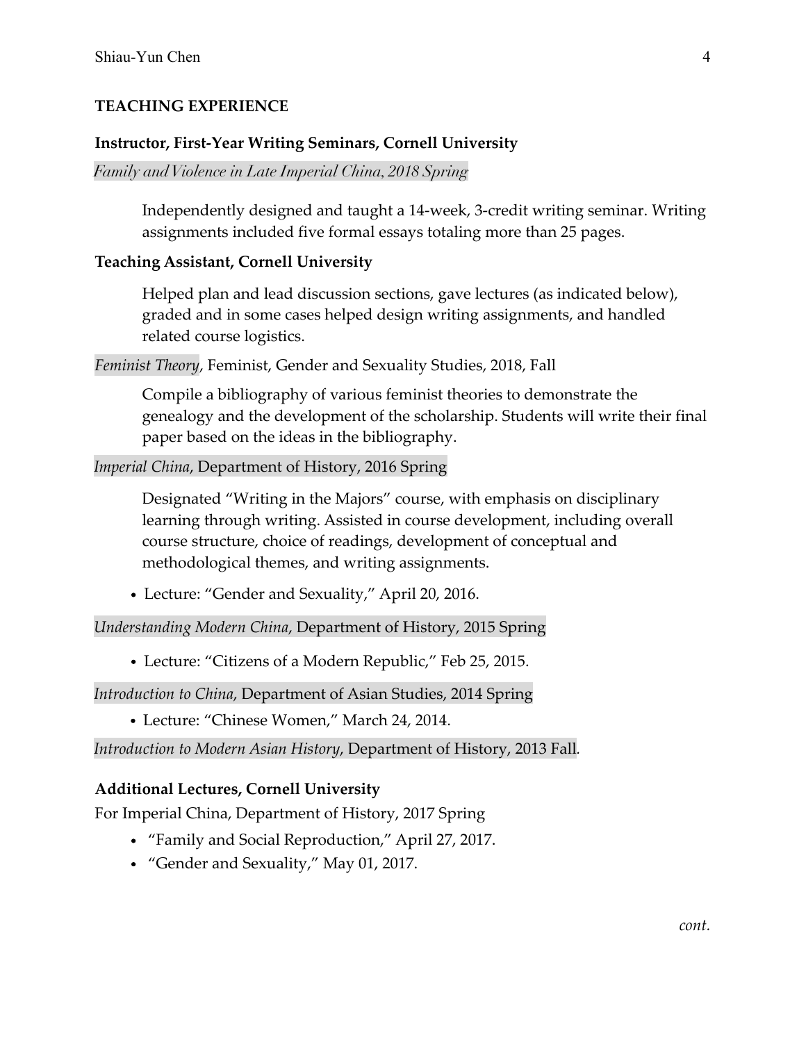## TEACHING EXPERIENCE

### Instructor, First-Year Writing Seminars, Cornell University

*Family and Violence in Late Imperial China, 2018 Spring*

Independently designed and taught a 14-week, 3-credit writing seminar. Writing assignments included five formal essays totaling more than 25 pages.

### Teaching Assistant, Cornell University

Helped plan and lead discussion sections, gave lectures (as indicated below), graded and in some cases helped design writing assignments, and handled related course logistics.

*Feminist Theory*, Feminist, Gender and Sexuality Studies, 2018, Fall

Compile a bibliography of various feminist theories to demonstrate the genealogy and the development of the scholarship. Students will write their final paper based on the ideas in the bibliography.

*Imperial China*, Department of History, 2016 Spring

Designated "Writing in the Majors" course, with emphasis on disciplinary learning through writing. Assisted in course development, including overall course structure, choice of readings, development of conceptual and methodological themes, and writing assignments.

- Lecture: "Gender and Sexuality," April 20, 2016.

*Understanding Modern China*, Department of History, 2015 Spring

- Lecture: "Citizens of a Modern Republic," Feb 25, 2015.

*Introduction to China*, Department of Asian Studies, 2014 Spring

- Lecture: "Chinese Women," March 24, 2014.

*Introduction to Modern Asian History*, Department of History, 2013 Fall.

### Additional Lectures, Cornell University

For Imperial China, Department of History, 2017 Spring

- "Family and Social Reproduction," April 27, 2017.
- "Gender and Sexuality," May 01, 2017.

*cont.*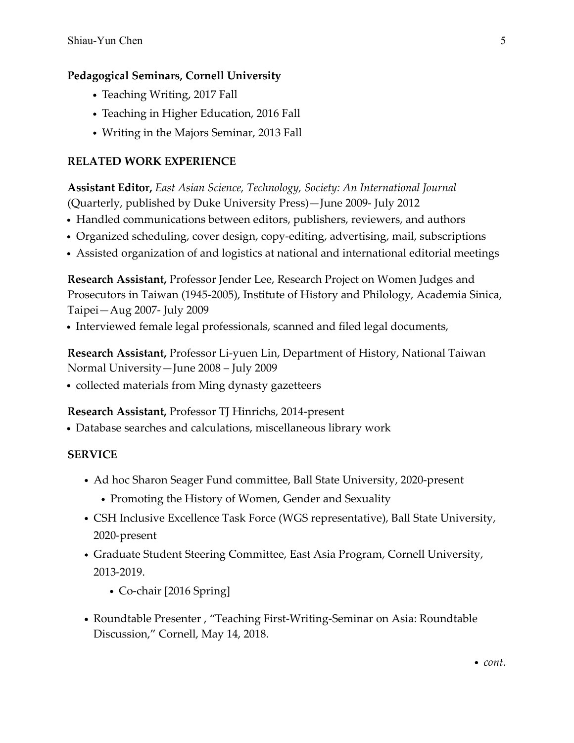**Pedagogical Seminars, Cornell University**

- Teaching Writing, 2017 Fall
- Teaching in Higher Education, 2016 Fall
- Writing in the Majors Seminar, 2013 Fall

## RELATED WORK EXPERIENCE

**Assistant Editor,** *East Asian Science, Technology, Society: An International Journal* (Quarterly, published by Duke University Press)—June 2009- July 2012

- Handled communications between editors, publishers, reviewers, and authors
- Organized scheduling, cover design, copy-editing, advertising, mail, subscriptions
- Assisted organization of and logistics at national and international editorial meetings

**Research Assistant,** Professor Jender Lee, Research Project on Women Judges and Prosecutors in Taiwan (1945-2005), Institute of History and Philology, Academia Sinica, Taipei—Aug 2007- July 2009

- Interviewed female legal professionals, scanned and filed legal documents,

**Research Assistant,** Professor Li-yuen Lin, Department of History, National Taiwan Normal University—June 2008 – July 2009

- collected materials from Ming dynasty gazetteers

**Research Assistant,** Professor TJ Hinrichs, 2014-present

- Database searches and calculations, miscellaneous library work

## SERVICE

- Ad hoc Sharon Seager Fund committee, Ball State University, 2020-present
  - Promoting the History of Women, Gender and Sexuality
- CSH Inclusive Excellence Task Force (WGS representative), Ball State University, 2020-present
- Graduate Student Steering Committee, East Asia Program, Cornell University, 2013-2019.
  - Co-chair [2016 Spring]
- Roundtable Presenter , "Teaching First-Writing-Seminar on Asia: Roundtable Discussion," Cornell, May 14, 2018.

- *cont.*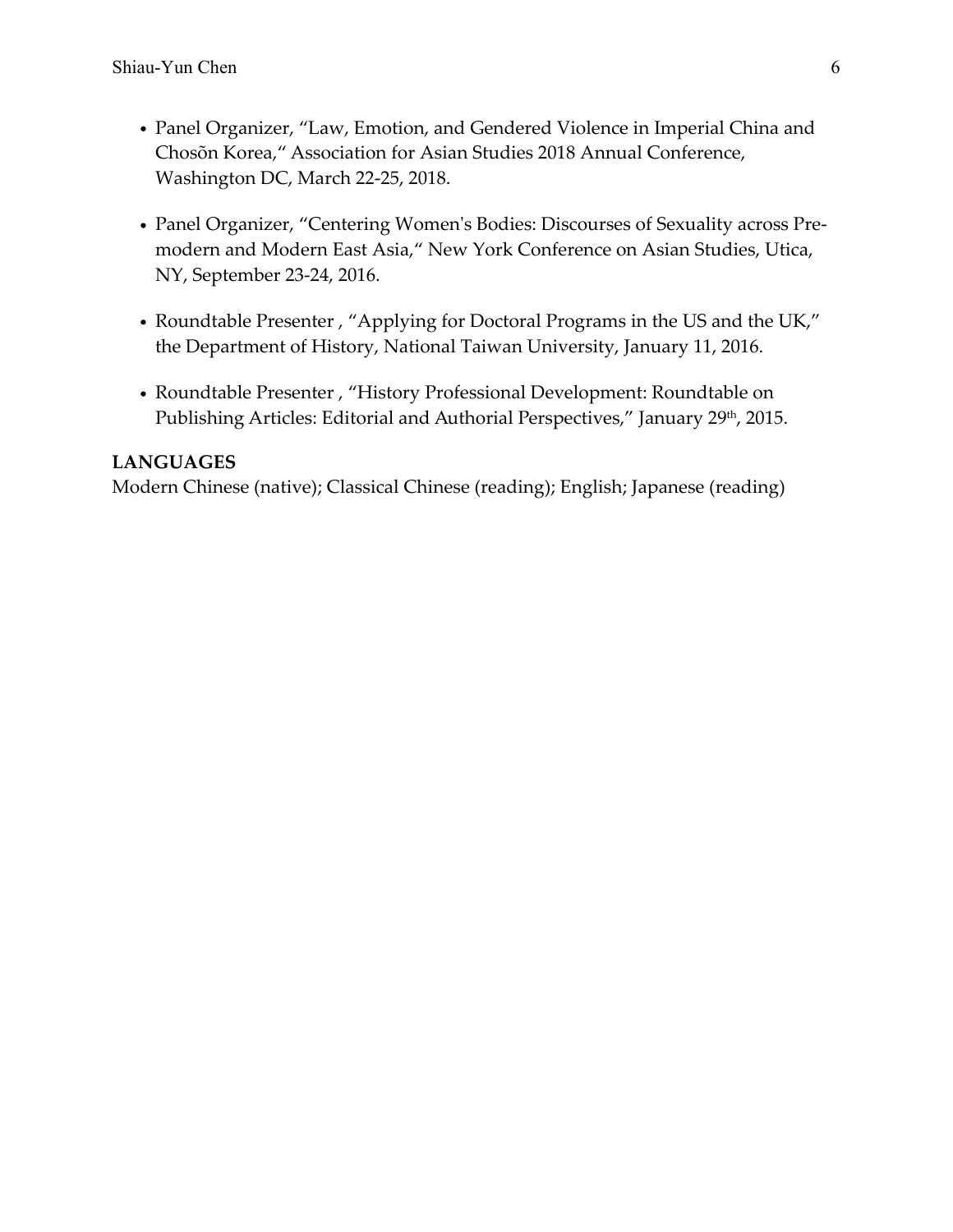- Panel Organizer, "Law, Emotion, and Gendered Violence in Imperial China and Chosõn Korea," Association for Asian Studies 2018 Annual Conference, Washington DC, March 22-25, 2018.
- Panel Organizer, "Centering Women's Bodies: Discourses of Sexuality across Pre-modern and Modern East Asia," New York Conference on Asian Studies, Utica, NY, September 23-24, 2016.
- Roundtable Presenter , "Applying for Doctoral Programs in the US and the UK," the Department of History, National Taiwan University, January 11, 2016.
- Roundtable Presenter , "History Professional Development: Roundtable on Publishing Articles: Editorial and Authorial Perspectives," January 29th, 2015.

**LANGUAGES**

Modern Chinese (native); Classical Chinese (reading); English; Japanese (reading)